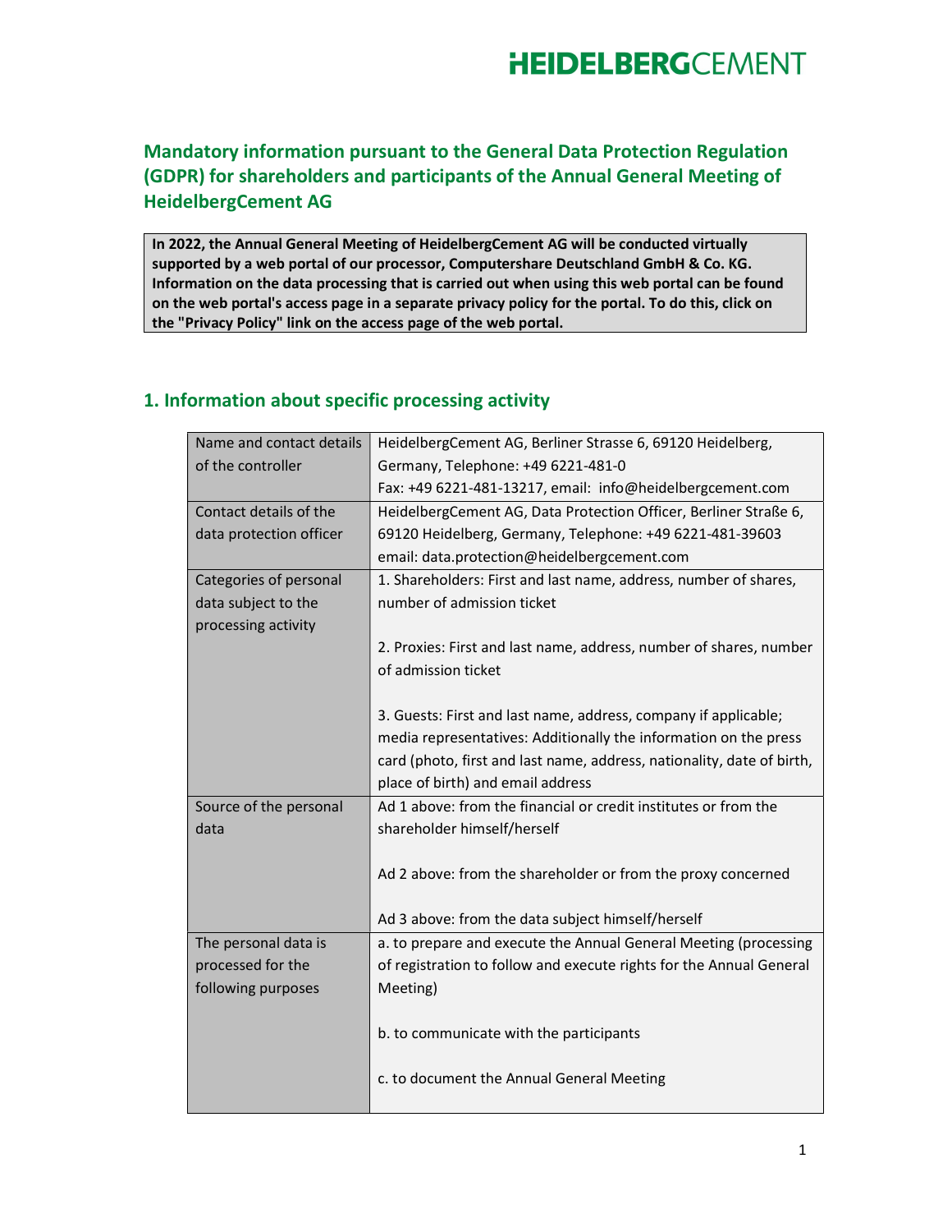# Mandatory information pursuant to the General Data Protection Regulation (GDPR) for shareholders and participants of the Annual General Meeting of HeidelbergCement AG

**In 2022, the Annual General Meeting of HeidelbergCement AG will be conducted virtually supported by a web portal of our processor, Computershare Deutschland GmbH & Co. KG. Information on the data processing that is carried out when using this web portal can be found on the web portal's access page in a separate privacy policy for the portal. To do this, click on the "Privacy Policy" link on the access page of the web portal.**

## 1. Information about specific processing activity

| | |
|---|---|
| Name and contact details of the controller | HeidelbergCement AG, Berliner Strasse 6, 69120 Heidelberg, Germany, Telephone: +49 6221-481-0<br>Fax: +49 6221-481-13217, email: info@heidelbergcement.com |
| Contact details of the data protection officer | HeidelbergCement AG, Data Protection Officer, Berliner Straße 6, 69120 Heidelberg, Germany, Telephone: +49 6221-481-39603<br>email: data.protection@heidelbergcement.com |
| Categories of personal data subject to the processing activity | 1. Shareholders: First and last name, address, number of shares, number of admission ticket<br><br>2. Proxies: First and last name, address, number of shares, number of admission ticket<br><br>3. Guests: First and last name, address, company if applicable; media representatives: Additionally the information on the press card (photo, first and last name, address, nationality, date of birth, place of birth) and email address |
| Source of the personal data | Ad 1 above: from the financial or credit institutes or from the shareholder himself/herself<br><br>Ad 2 above: from the shareholder or from the proxy concerned<br><br>Ad 3 above: from the data subject himself/herself |
| The personal data is processed for the following purposes | a. to prepare and execute the Annual General Meeting (processing of registration to follow and execute rights for the Annual General Meeting)<br><br>b. to communicate with the participants<br><br>c. to document the Annual General Meeting |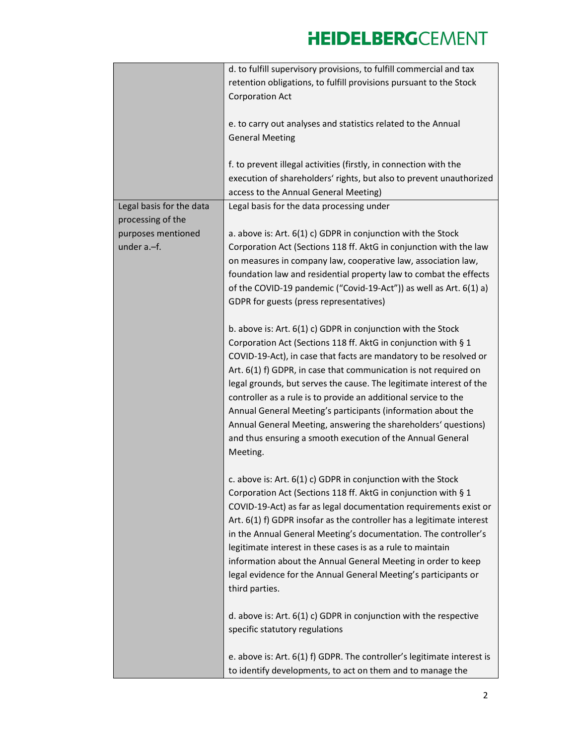| | |
|---|---|
| | d. to fulfill supervisory provisions, to fulfill commercial and tax retention obligations, to fulfill provisions pursuant to the Stock Corporation Act<br><br>e. to carry out analyses and statistics related to the Annual General Meeting<br><br>f. to prevent illegal activities (firstly, in connection with the execution of shareholders' rights, but also to prevent unauthorized access to the Annual General Meeting) |
| Legal basis for the data processing of the purposes mentioned under a.–f. | Legal basis for the data processing under<br><br>a. above is: Art. 6(1) c) GDPR in conjunction with the Stock Corporation Act (Sections 118 ff. AktG in conjunction with the law on measures in company law, cooperative law, association law, foundation law and residential property law to combat the effects of the COVID-19 pandemic ("Covid-19-Act")) as well as Art. 6(1) a) GDPR for guests (press representatives)<br><br>b. above is: Art. 6(1) c) GDPR in conjunction with the Stock Corporation Act (Sections 118 ff. AktG in conjunction with § 1 COVID-19-Act), in case that facts are mandatory to be resolved or Art. 6(1) f) GDPR, in case that communication is not required on legal grounds, but serves the cause. The legitimate interest of the controller as a rule is to provide an additional service to the Annual General Meeting's participants (information about the Annual General Meeting, answering the shareholders' questions) and thus ensuring a smooth execution of the Annual General Meeting.<br><br>c. above is: Art. 6(1) c) GDPR in conjunction with the Stock Corporation Act (Sections 118 ff. AktG in conjunction with § 1 COVID-19-Act) as far as legal documentation requirements exist or Art. 6(1) f) GDPR insofar as the controller has a legitimate interest in the Annual General Meeting's documentation. The controller's legitimate interest in these cases is as a rule to maintain information about the Annual General Meeting in order to keep legal evidence for the Annual General Meeting's participants or third parties.<br><br>d. above is: Art. 6(1) c) GDPR in conjunction with the respective specific statutory regulations<br><br>e. above is: Art. 6(1) f) GDPR. The controller's legitimate interest is to identify developments, to act on them and to manage the |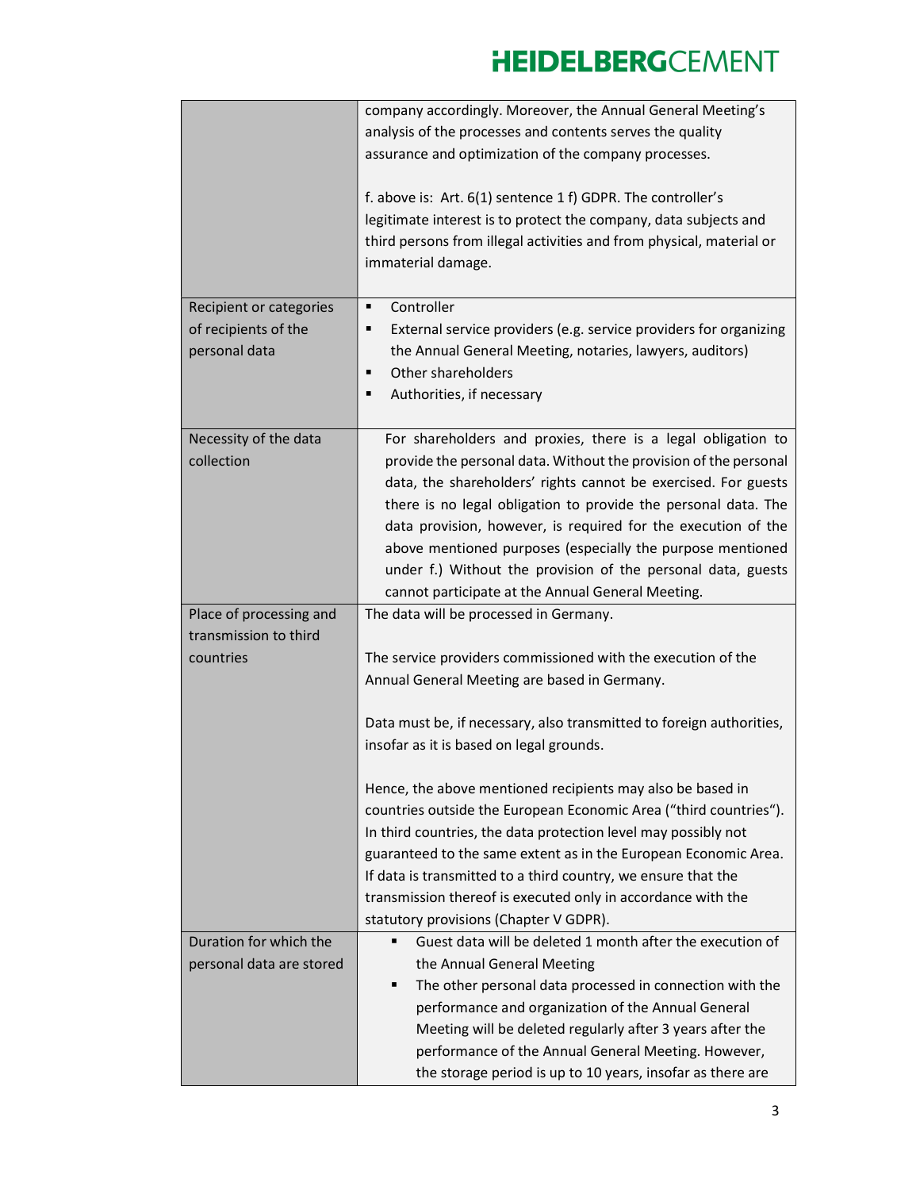| | |
|---|---|
| | company accordingly. Moreover, the Annual General Meeting's analysis of the processes and contents serves the quality assurance and optimization of the company processes.<br><br>f. above is: Art. 6(1) sentence 1 f) GDPR. The controller's legitimate interest is to protect the company, data subjects and third persons from illegal activities and from physical, material or immaterial damage. |
| Recipient or categories of recipients of the personal data | ▪ Controller<br>▪ External service providers (e.g. service providers for organizing the Annual General Meeting, notaries, lawyers, auditors)<br>▪ Other shareholders<br>▪ Authorities, if necessary |
| Necessity of the data collection | For shareholders and proxies, there is a legal obligation to provide the personal data. Without the provision of the personal data, the shareholders' rights cannot be exercised. For guests there is no legal obligation to provide the personal data. The data provision, however, is required for the execution of the above mentioned purposes (especially the purpose mentioned under f.) Without the provision of the personal data, guests cannot participate at the Annual General Meeting. |
| Place of processing and transmission to third countries | The data will be processed in Germany.<br><br>The service providers commissioned with the execution of the Annual General Meeting are based in Germany.<br><br>Data must be, if necessary, also transmitted to foreign authorities, insofar as it is based on legal grounds.<br><br>Hence, the above mentioned recipients may also be based in countries outside the European Economic Area ("third countries"). In third countries, the data protection level may possibly not guaranteed to the same extent as in the European Economic Area. If data is transmitted to a third country, we ensure that the transmission thereof is executed only in accordance with the statutory provisions (Chapter V GDPR). |
| Duration for which the personal data are stored | ▪ Guest data will be deleted 1 month after the execution of the Annual General Meeting<br>▪ The other personal data processed in connection with the performance and organization of the Annual General Meeting will be deleted regularly after 3 years after the performance of the Annual General Meeting. However, the storage period is up to 10 years, insofar as there are |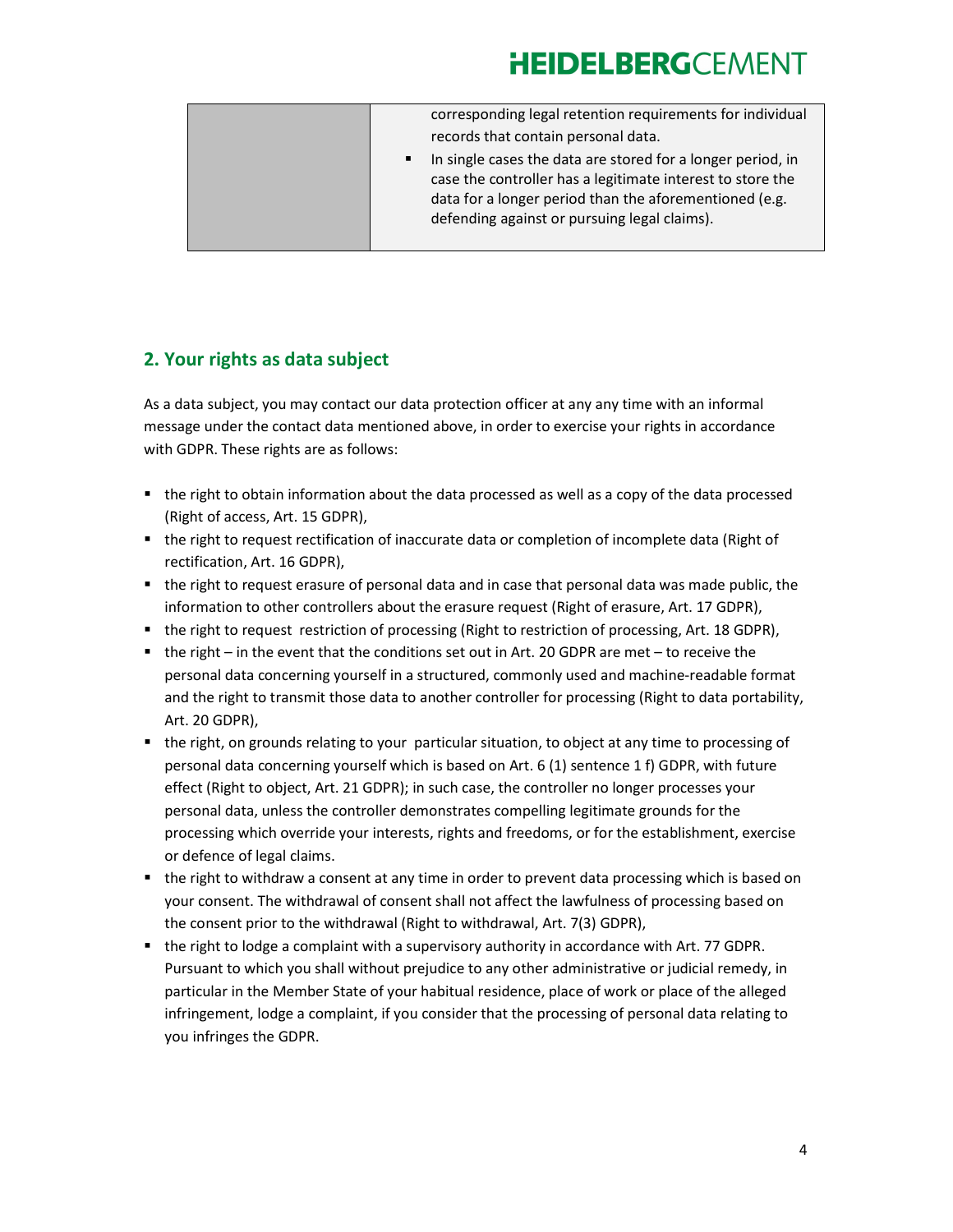| | corresponding legal retention requirements for individual records that contain personal data.<br>▪ In single cases the data are stored for a longer period, in case the controller has a legitimate interest to store the data for a longer period than the aforementioned (e.g. defending against or pursuing legal claims). |
|---|---|

## 2. Your rights as data subject

As a data subject, you may contact our data protection officer at any any time with an informal message under the contact data mentioned above, in order to exercise your rights in accordance with GDPR. These rights are as follows:

- the right to obtain information about the data processed as well as a copy of the data processed (Right of access, Art. 15 GDPR),
- the right to request rectification of inaccurate data or completion of incomplete data (Right of rectification, Art. 16 GDPR),
- the right to request erasure of personal data and in case that personal data was made public, the information to other controllers about the erasure request (Right of erasure, Art. 17 GDPR),
- the right to request restriction of processing (Right to restriction of processing, Art. 18 GDPR),
- the right – in the event that the conditions set out in Art. 20 GDPR are met – to receive the personal data concerning yourself in a structured, commonly used and machine-readable format and the right to transmit those data to another controller for processing (Right to data portability, Art. 20 GDPR),
- the right, on grounds relating to your particular situation, to object at any time to processing of personal data concerning yourself which is based on Art. 6 (1) sentence 1 f) GDPR, with future effect (Right to object, Art. 21 GDPR); in such case, the controller no longer processes your personal data, unless the controller demonstrates compelling legitimate grounds for the processing which override your interests, rights and freedoms, or for the establishment, exercise or defence of legal claims.
- the right to withdraw a consent at any time in order to prevent data processing which is based on your consent. The withdrawal of consent shall not affect the lawfulness of processing based on the consent prior to the withdrawal (Right to withdrawal, Art. 7(3) GDPR),
- the right to lodge a complaint with a supervisory authority in accordance with Art. 77 GDPR. Pursuant to which you shall without prejudice to any other administrative or judicial remedy, in particular in the Member State of your habitual residence, place of work or place of the alleged infringement, lodge a complaint, if you consider that the processing of personal data relating to you infringes the GDPR.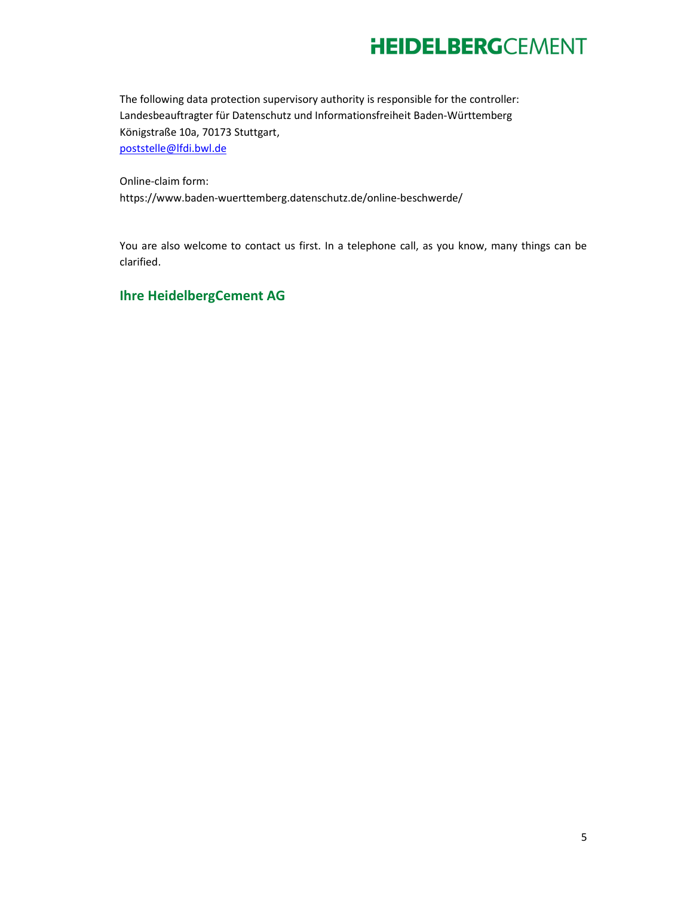The following data protection supervisory authority is responsible for the controller:
Landesbeauftragter für Datenschutz und Informationsfreiheit Baden-Württemberg
Königstraße 10a, 70173 Stuttgart,
poststelle@lfdi.bwl.de

Online-claim form:
https://www.baden-wuerttemberg.datenschutz.de/online-beschwerde/

You are also welcome to contact us first. In a telephone call, as you know, many things can be clarified.

**Ihre HeidelbergCement AG**